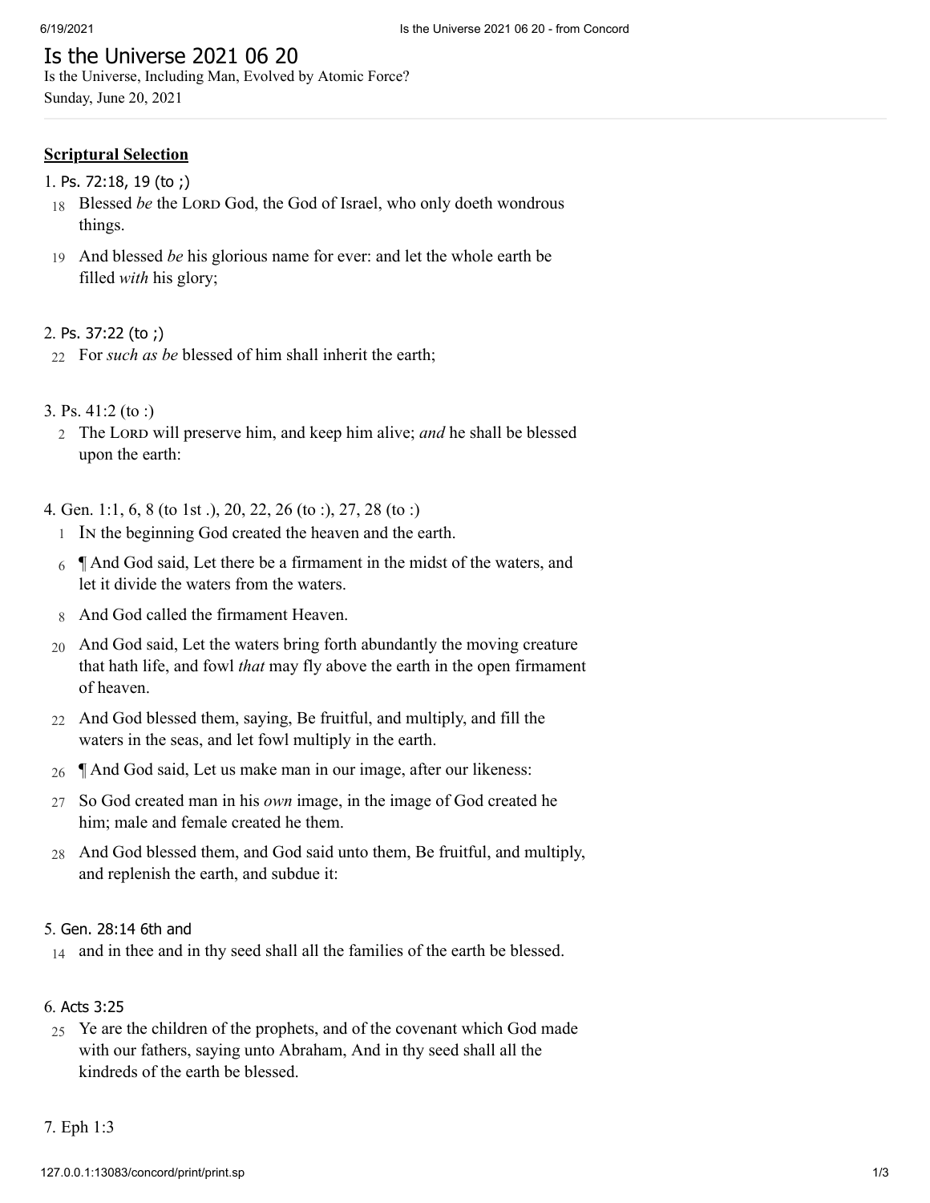# Is the Universe 2021 06 20

Is the Universe, Including Man, Evolved by Atomic Force?

Sunday, June 20, 2021

---

**Scriptural Selection**

1. Ps. 72:18, 19 (to ;)

18 Blessed *be* the LORD God, the God of Israel, who only doeth wondrous things.

19 And blessed *be* his glorious name for ever: and let the whole earth be filled *with* his glory;

2. Ps. 37:22 (to ;)

22 For *such as be* blessed of him shall inherit the earth;

3. Ps. 41:2 (to :)

2 The LORD will preserve him, and keep him alive; *and* he shall be blessed upon the earth:

4. Gen. 1:1, 6, 8 (to 1st .), 20, 22, 26 (to :), 27, 28 (to :)

1 IN the beginning God created the heaven and the earth.

6 ¶ And God said, Let there be a firmament in the midst of the waters, and let it divide the waters from the waters.

8 And God called the firmament Heaven.

20 And God said, Let the waters bring forth abundantly the moving creature that hath life, and fowl *that* may fly above the earth in the open firmament of heaven.

22 And God blessed them, saying, Be fruitful, and multiply, and fill the waters in the seas, and let fowl multiply in the earth.

26 ¶ And God said, Let us make man in our image, after our likeness:

27 So God created man in his *own* image, in the image of God created he him; male and female created he them.

28 And God blessed them, and God said unto them, Be fruitful, and multiply, and replenish the earth, and subdue it:

5. Gen. 28:14 6th and

14 and in thee and in thy seed shall all the families of the earth be blessed.

6. Acts 3:25

25 Ye are the children of the prophets, and of the covenant which God made with our fathers, saying unto Abraham, And in thy seed shall all the kindreds of the earth be blessed.

7. Eph 1:3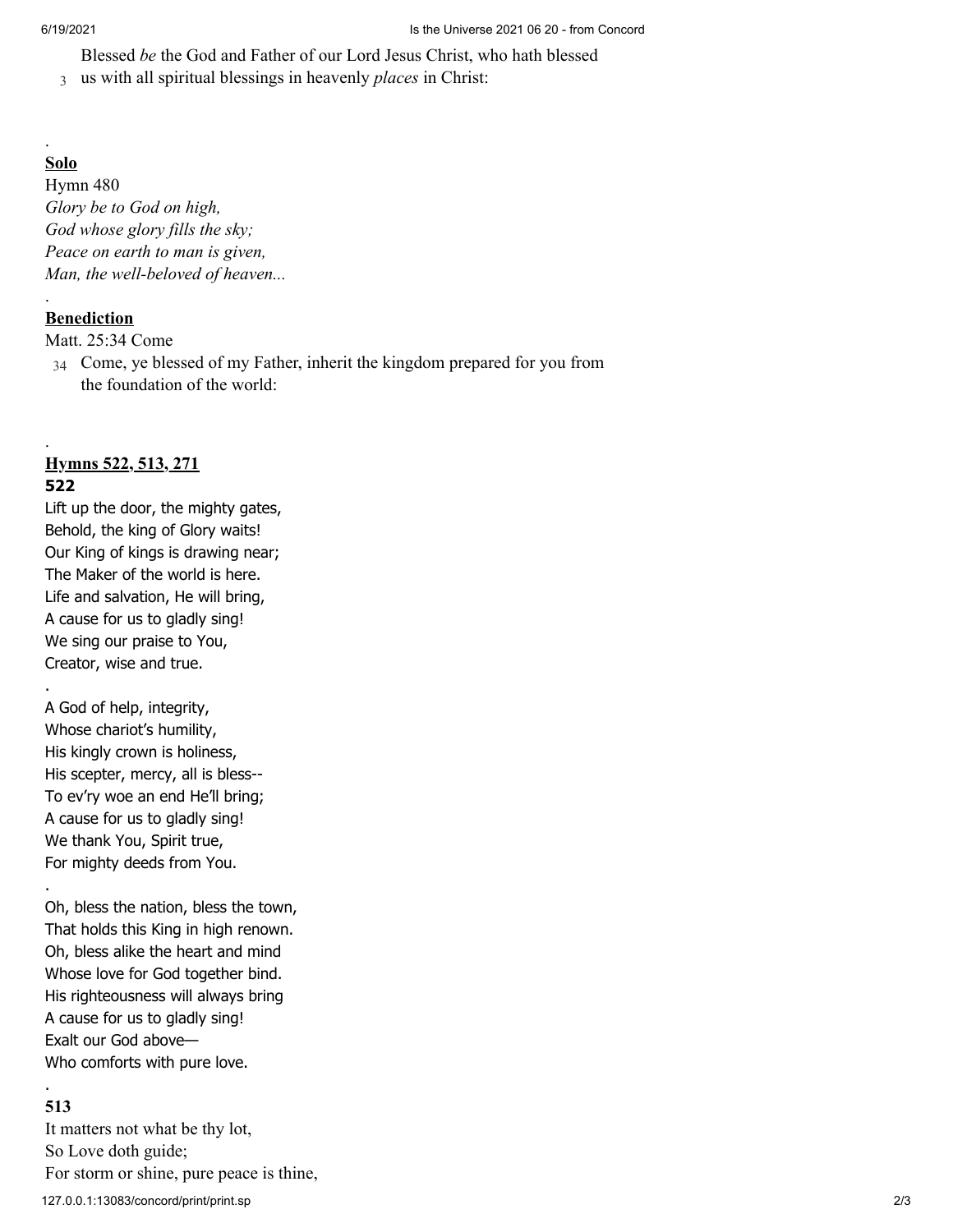Blessed *be* the God and Father of our Lord Jesus Christ, who hath blessed
3 us with all spiritual blessings in heavenly *places* in Christ:

.

**Solo**

Hymn 480

*Glory be to God on high,*
*God whose glory fills the sky;*
*Peace on earth to man is given,*
*Man, the well-beloved of heaven...*

.

**Benediction**

Matt. 25:34 Come

34 Come, ye blessed of my Father, inherit the kingdom prepared for you from the foundation of the world:

.

**Hymns 522, 513, 271**

**522**

Lift up the door, the mighty gates,
Behold, the king of Glory waits!
Our King of kings is drawing near;
The Maker of the world is here.
Life and salvation, He will bring,
A cause for us to gladly sing!
We sing our praise to You,
Creator, wise and true.

.

A God of help, integrity,
Whose chariot's humility,
His kingly crown is holiness,
His scepter, mercy, all is bless--
To ev'ry woe an end He'll bring;
A cause for us to gladly sing!
We thank You, Spirit true,
For mighty deeds from You.

.

Oh, bless the nation, bless the town,
That holds this King in high renown.
Oh, bless alike the heart and mind
Whose love for God together bind.
His righteousness will always bring
A cause for us to gladly sing!
Exalt our God above—
Who comforts with pure love.

.

**513**

It matters not what be thy lot,
So Love doth guide;
For storm or shine, pure peace is thine,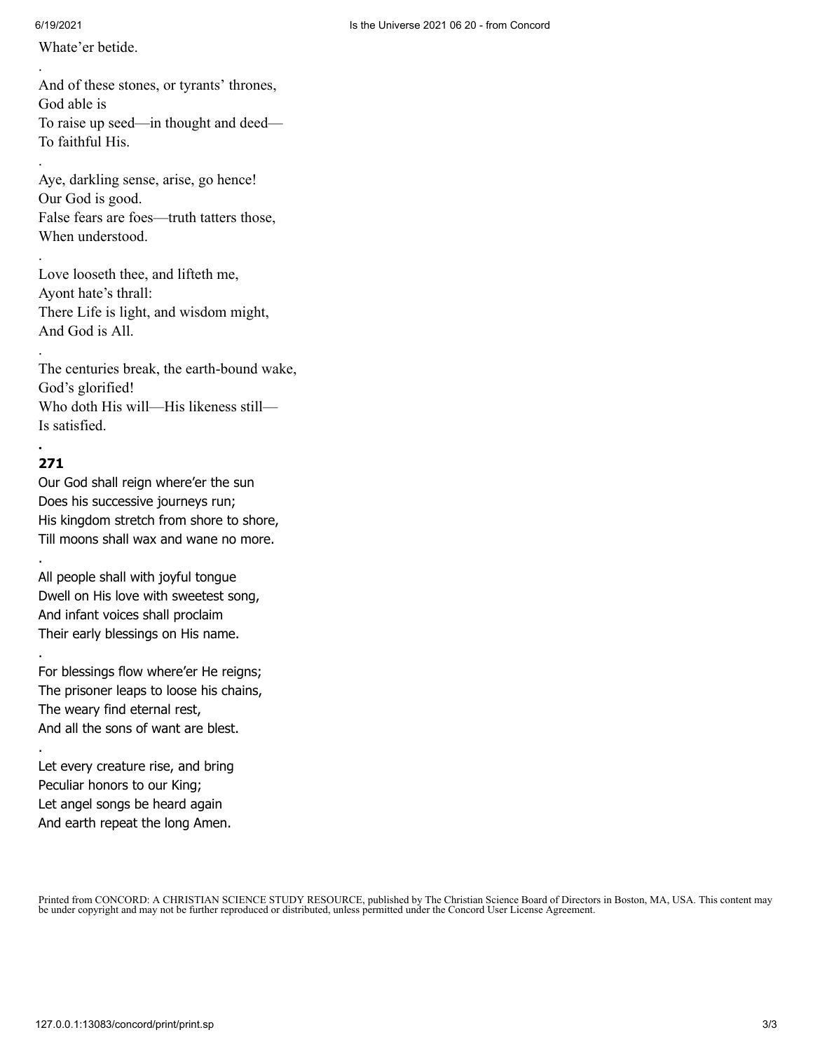Whate'er betide.

.

And of these stones, or tyrants' thrones,
God able is
To raise up seed—in thought and deed—
To faithful His.

.

Aye, darkling sense, arise, go hence!
Our God is good.
False fears are foes—truth tatters those,
When understood.

.

Love looseth thee, and lifteth me,
Ayont hate's thrall:
There Life is light, and wisdom might,
And God is All.

.

The centuries break, the earth-bound wake,
God's glorified!
Who doth His will—His likeness still—
Is satisfied.

**.**

**271**

Our God shall reign where'er the sun
Does his successive journeys run;
His kingdom stretch from shore to shore,
Till moons shall wax and wane no more.

.

All people shall with joyful tongue
Dwell on His love with sweetest song,
And infant voices shall proclaim
Their early blessings on His name.

.

For blessings flow where'er He reigns;
The prisoner leaps to loose his chains,
The weary find eternal rest,
And all the sons of want are blest.

.

Let every creature rise, and bring
Peculiar honors to our King;
Let angel songs be heard again
And earth repeat the long Amen.

Printed from CONCORD: A CHRISTIAN SCIENCE STUDY RESOURCE, published by The Christian Science Board of Directors in Boston, MA, USA. This content may be under copyright and may not be further reproduced or distributed, unless permitted under the Concord User License Agreement.